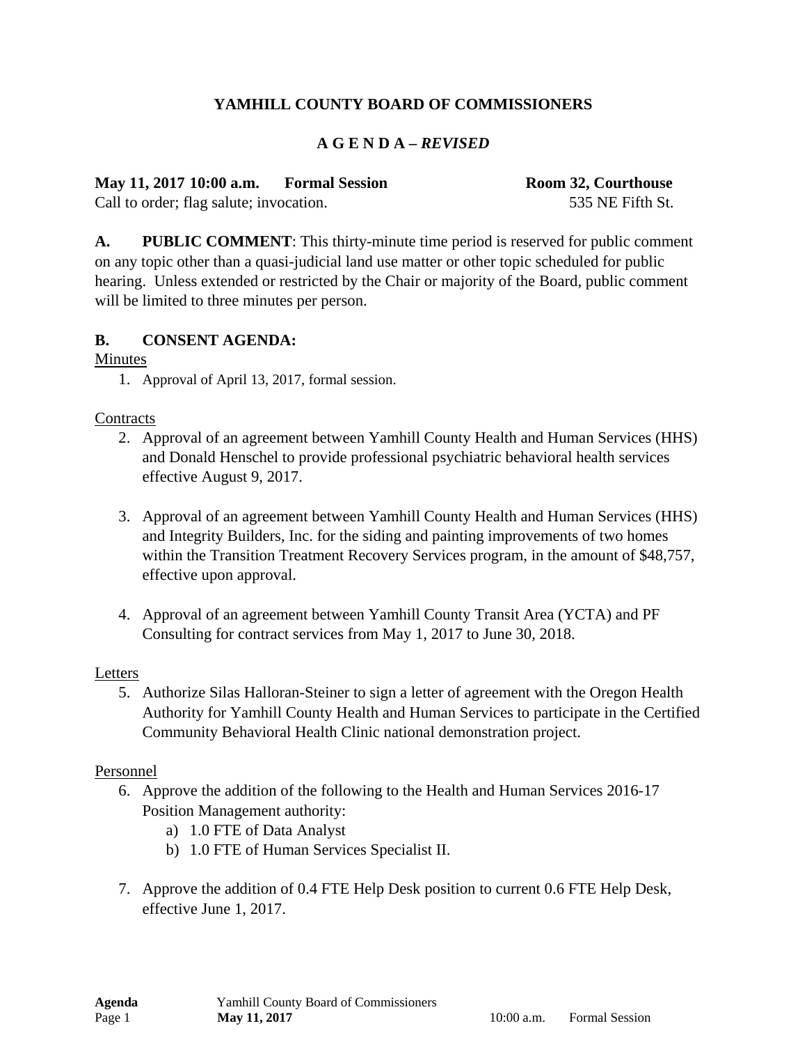**YAMHILL COUNTY BOARD OF COMMISSIONERS**

**A G E N D A – *REVISED***

**May 11, 2017 10:00 a.m. Formal Session Room 32, Courthouse**

Call to order; flag salute; invocation. 535 NE Fifth St.

**A. PUBLIC COMMENT**: This thirty-minute time period is reserved for public comment on any topic other than a quasi-judicial land use matter or other topic scheduled for public hearing. Unless extended or restricted by the Chair or majority of the Board, public comment will be limited to three minutes per person.

**B. CONSENT AGENDA:**

Minutes

1. Approval of April 13, 2017, formal session.

Contracts

2. Approval of an agreement between Yamhill County Health and Human Services (HHS) and Donald Henschel to provide professional psychiatric behavioral health services effective August 9, 2017.

3. Approval of an agreement between Yamhill County Health and Human Services (HHS) and Integrity Builders, Inc. for the siding and painting improvements of two homes within the Transition Treatment Recovery Services program, in the amount of $48,757, effective upon approval.

4. Approval of an agreement between Yamhill County Transit Area (YCTA) and PF Consulting for contract services from May 1, 2017 to June 30, 2018.

Letters

5. Authorize Silas Halloran-Steiner to sign a letter of agreement with the Oregon Health Authority for Yamhill County Health and Human Services to participate in the Certified Community Behavioral Health Clinic national demonstration project.

Personnel

6. Approve the addition of the following to the Health and Human Services 2016-17 Position Management authority:
   a) 1.0 FTE of Data Analyst
   b) 1.0 FTE of Human Services Specialist II.

7. Approve the addition of 0.4 FTE Help Desk position to current 0.6 FTE Help Desk, effective June 1, 2017.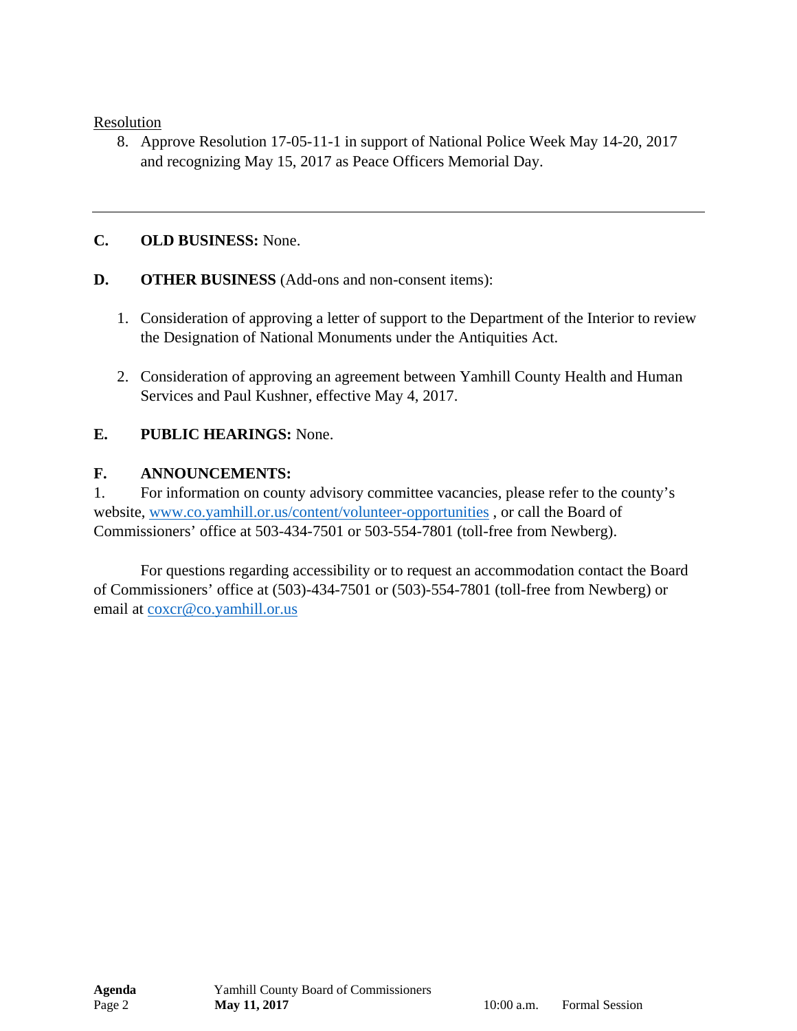Resolution

8. Approve Resolution 17-05-11-1 in support of National Police Week May 14-20, 2017 and recognizing May 15, 2017 as Peace Officers Memorial Day.

---

**C. OLD BUSINESS:** None.

**D. OTHER BUSINESS** (Add-ons and non-consent items):

1. Consideration of approving a letter of support to the Department of the Interior to review the Designation of National Monuments under the Antiquities Act.

2. Consideration of approving an agreement between Yamhill County Health and Human Services and Paul Kushner, effective May 4, 2017.

**E. PUBLIC HEARINGS:** None.

**F. ANNOUNCEMENTS:**

1. For information on county advisory committee vacancies, please refer to the county's website, www.co.yamhill.or.us/content/volunteer-opportunities , or call the Board of Commissioners' office at 503-434-7501 or 503-554-7801 (toll-free from Newberg).

For questions regarding accessibility or to request an accommodation contact the Board of Commissioners' office at (503)-434-7501 or (503)-554-7801 (toll-free from Newberg) or email at coxcr@co.yamhill.or.us